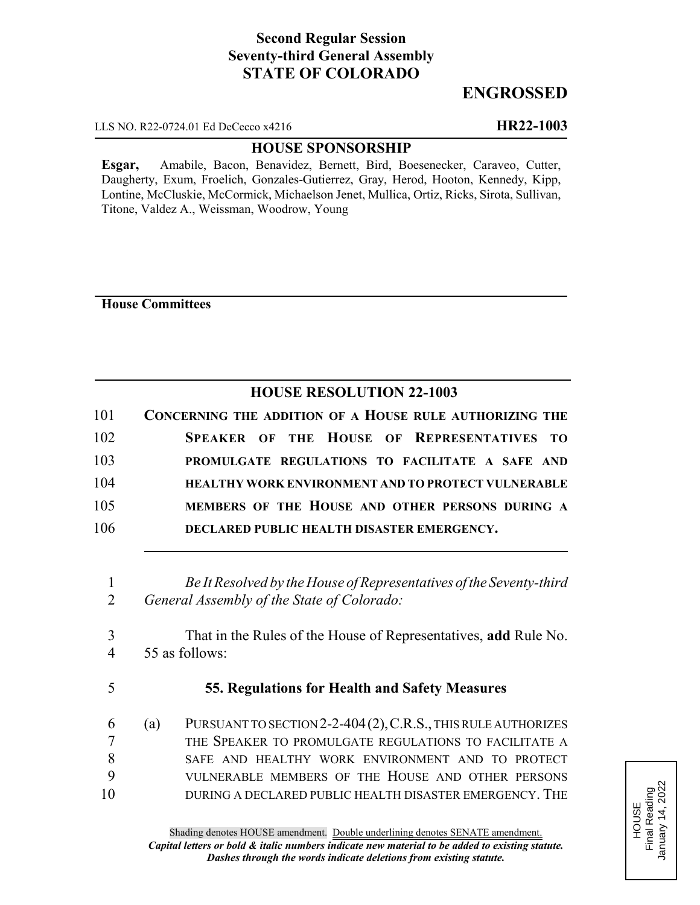**Second Regular Session**
**Seventy-third General Assembly**
**STATE OF COLORADO**

# ENGROSSED

LLS NO. R22-0724.01 Ed DeCecco x4216 **HR22-1003**

**HOUSE SPONSORSHIP**

**Esgar,** Amabile, Bacon, Benavidez, Bernett, Bird, Boesenecker, Caraveo, Cutter, Daugherty, Exum, Froelich, Gonzales-Gutierrez, Gray, Herod, Hooton, Kennedy, Kipp, Lontine, McCluskie, McCormick, Michaelson Jenet, Mullica, Ortiz, Ricks, Sirota, Sullivan, Titone, Valdez A., Weissman, Woodrow, Young

**House Committees**

## HOUSE RESOLUTION 22-1003

101 **CONCERNING THE ADDITION OF A HOUSE RULE AUTHORIZING THE**
102 **SPEAKER OF THE HOUSE OF REPRESENTATIVES TO**
103 **PROMULGATE REGULATIONS TO FACILITATE A SAFE AND**
104 **HEALTHY WORK ENVIRONMENT AND TO PROTECT VULNERABLE**
105 **MEMBERS OF THE HOUSE AND OTHER PERSONS DURING A**
106 **DECLARED PUBLIC HEALTH DISASTER EMERGENCY.**

1 *Be It Resolved by the House of Representatives of the Seventy-third*
2 *General Assembly of the State of Colorado:*

3 That in the Rules of the House of Representatives, **add** Rule No.
4 55 as follows:

5 **55. Regulations for Health and Safety Measures**

6 (a) PURSUANT TO SECTION 2-2-404 (2), C.R.S., THIS RULE AUTHORIZES
7 THE SPEAKER TO PROMULGATE REGULATIONS TO FACILITATE A
8 SAFE AND HEALTHY WORK ENVIRONMENT AND TO PROTECT
9 VULNERABLE MEMBERS OF THE HOUSE AND OTHER PERSONS
10 DURING A DECLARED PUBLIC HEALTH DISASTER EMERGENCY. THE

HOUSE
Final Reading
January 14, 2022

Shading denotes HOUSE amendment. Double underlining denotes SENATE amendment.
***Capital letters or bold & italic numbers indicate new material to be added to existing statute.***
***Dashes through the words indicate deletions from existing statute.***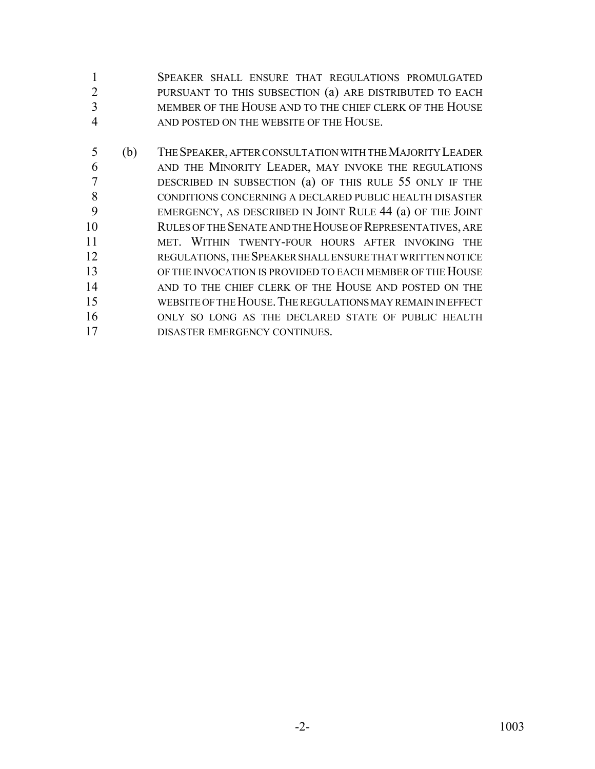SPEAKER SHALL ENSURE THAT REGULATIONS PROMULGATED PURSUANT TO THIS SUBSECTION (a) ARE DISTRIBUTED TO EACH MEMBER OF THE HOUSE AND TO THE CHIEF CLERK OF THE HOUSE AND POSTED ON THE WEBSITE OF THE HOUSE.

(b) THE SPEAKER, AFTER CONSULTATION WITH THE MAJORITY LEADER AND THE MINORITY LEADER, MAY INVOKE THE REGULATIONS DESCRIBED IN SUBSECTION (a) OF THIS RULE 55 ONLY IF THE CONDITIONS CONCERNING A DECLARED PUBLIC HEALTH DISASTER EMERGENCY, AS DESCRIBED IN JOINT RULE 44 (a) OF THE JOINT RULES OF THE SENATE AND THE HOUSE OF REPRESENTATIVES, ARE MET. WITHIN TWENTY-FOUR HOURS AFTER INVOKING THE REGULATIONS, THE SPEAKER SHALL ENSURE THAT WRITTEN NOTICE OF THE INVOCATION IS PROVIDED TO EACH MEMBER OF THE HOUSE AND TO THE CHIEF CLERK OF THE HOUSE AND POSTED ON THE WEBSITE OF THE HOUSE. THE REGULATIONS MAY REMAIN IN EFFECT ONLY SO LONG AS THE DECLARED STATE OF PUBLIC HEALTH DISASTER EMERGENCY CONTINUES.